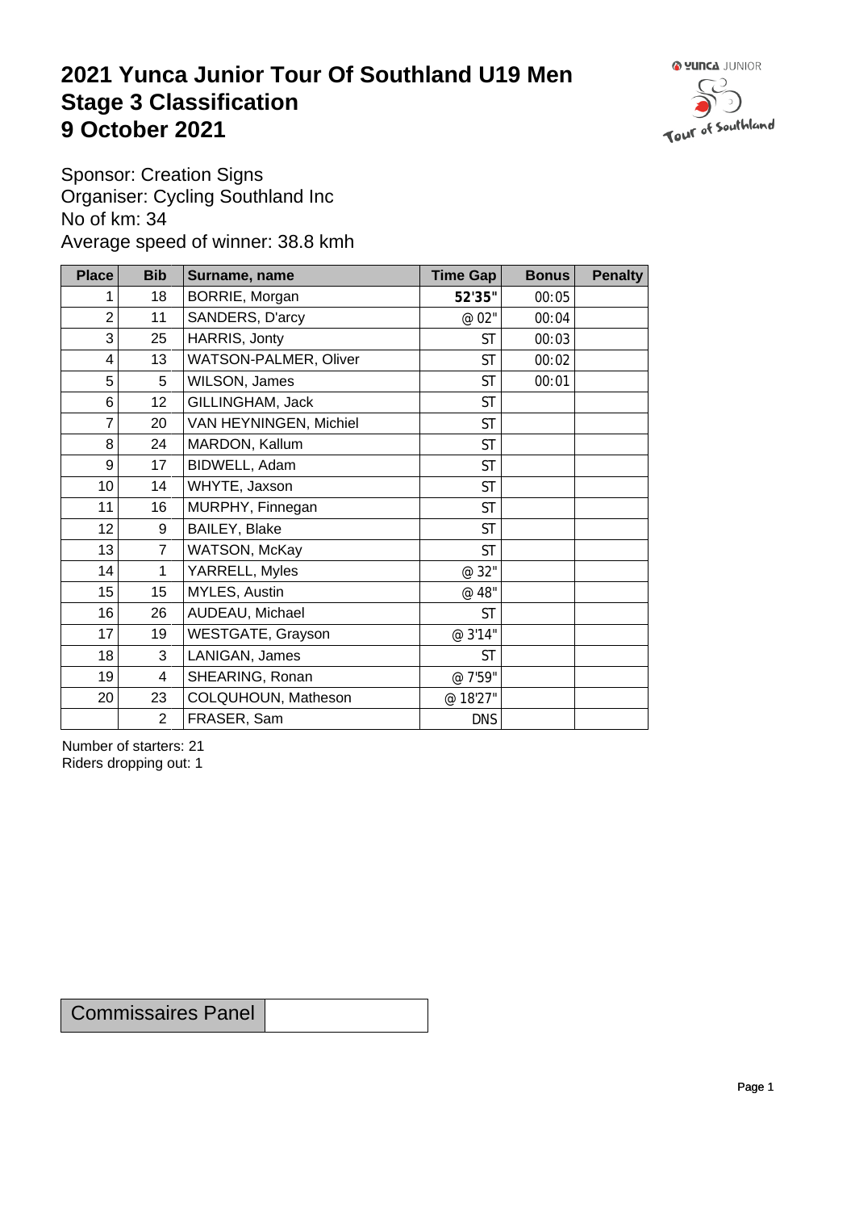# 2021 Yunca Junior Tour Of Southland U19 Men
# Stage 3 Classification
# 9 October 2021

Sponsor: Creation Signs
Organiser: Cycling Southland Inc
No of km: 34
Average speed of winner: 38.8 kmh

| Place | Bib | Surname, name | Time Gap | Bonus | Penalty |
|---|---|---|---|---|---|
| 1 | 18 | BORRIE, Morgan | **52'35"** | 00:05 | |
| 2 | 11 | SANDERS, D'arcy | @ 02" | 00:04 | |
| 3 | 25 | HARRIS, Jonty | ST | 00:03 | |
| 4 | 13 | WATSON-PALMER, Oliver | ST | 00:02 | |
| 5 | 5 | WILSON, James | ST | 00:01 | |
| 6 | 12 | GILLINGHAM, Jack | ST | | |
| 7 | 20 | VAN HEYNINGEN, Michiel | ST | | |
| 8 | 24 | MARDON, Kallum | ST | | |
| 9 | 17 | BIDWELL, Adam | ST | | |
| 10 | 14 | WHYTE, Jaxson | ST | | |
| 11 | 16 | MURPHY, Finnegan | ST | | |
| 12 | 9 | BAILEY, Blake | ST | | |
| 13 | 7 | WATSON, McKay | ST | | |
| 14 | 1 | YARRELL, Myles | @ 32" | | |
| 15 | 15 | MYLES, Austin | @ 48" | | |
| 16 | 26 | AUDEAU, Michael | ST | | |
| 17 | 19 | WESTGATE, Grayson | @ 3'14" | | |
| 18 | 3 | LANIGAN, James | ST | | |
| 19 | 4 | SHEARING, Ronan | @ 7'59" | | |
| 20 | 23 | COLQUHOUN, Matheson | @ 18'27" | | |
| | 2 | FRASER, Sam | DNS | | |

Number of starters: 21
Riders dropping out: 1

| Commissaires Panel | |
|---|---|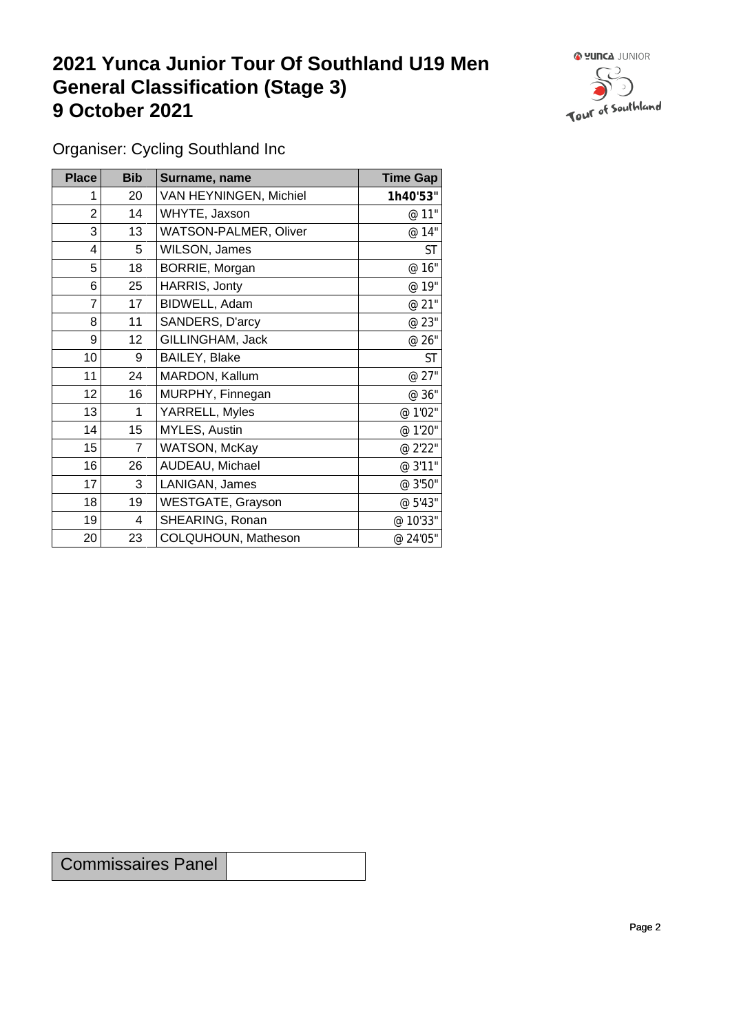# 2021 Yunca Junior Tour Of Southland U19 Men
# General Classification (Stage 3)
# 9 October 2021

Organiser: Cycling Southland Inc

| Place | Bib | Surname, name | Time Gap |
|---|---|---|---|
| 1 | 20 | VAN HEYNINGEN, Michiel | **1h40'53"** |
| 2 | 14 | WHYTE, Jaxson | @ 11" |
| 3 | 13 | WATSON-PALMER, Oliver | @ 14" |
| 4 | 5 | WILSON, James | ST |
| 5 | 18 | BORRIE, Morgan | @ 16" |
| 6 | 25 | HARRIS, Jonty | @ 19" |
| 7 | 17 | BIDWELL, Adam | @ 21" |
| 8 | 11 | SANDERS, D'arcy | @ 23" |
| 9 | 12 | GILLINGHAM, Jack | @ 26" |
| 10 | 9 | BAILEY, Blake | ST |
| 11 | 24 | MARDON, Kallum | @ 27" |
| 12 | 16 | MURPHY, Finnegan | @ 36" |
| 13 | 1 | YARRELL, Myles | @ 1'02" |
| 14 | 15 | MYLES, Austin | @ 1'20" |
| 15 | 7 | WATSON, McKay | @ 2'22" |
| 16 | 26 | AUDEAU, Michael | @ 3'11" |
| 17 | 3 | LANIGAN, James | @ 3'50" |
| 18 | 19 | WESTGATE, Grayson | @ 5'43" |
| 19 | 4 | SHEARING, Ronan | @ 10'33" |
| 20 | 23 | COLQUHOUN, Matheson | @ 24'05" |

| Commissaires Panel | |
|---|---|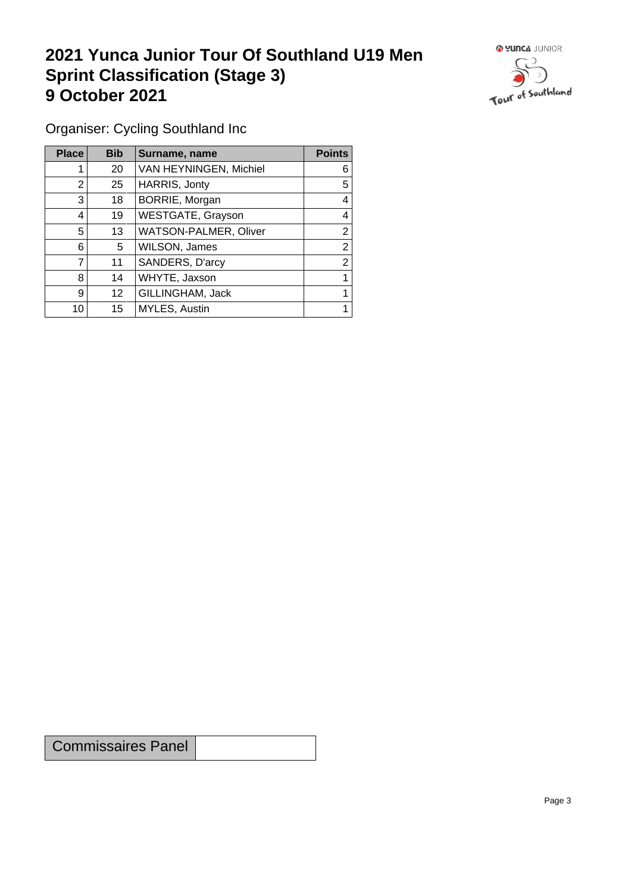# 2021 Yunca Junior Tour Of Southland U19 Men Sprint Classification (Stage 3) 9 October 2021

Organiser: Cycling Southland Inc

| Place | Bib | Surname, name | Points |
|---|---|---|---|
| 1 | 20 | VAN HEYNINGEN, Michiel | 6 |
| 2 | 25 | HARRIS, Jonty | 5 |
| 3 | 18 | BORRIE, Morgan | 4 |
| 4 | 19 | WESTGATE, Grayson | 4 |
| 5 | 13 | WATSON-PALMER, Oliver | 2 |
| 6 | 5 | WILSON, James | 2 |
| 7 | 11 | SANDERS, D'arcy | 2 |
| 8 | 14 | WHYTE, Jaxson | 1 |
| 9 | 12 | GILLINGHAM, Jack | 1 |
| 10 | 15 | MYLES, Austin | 1 |

| Commissaires Panel | |
|---|---|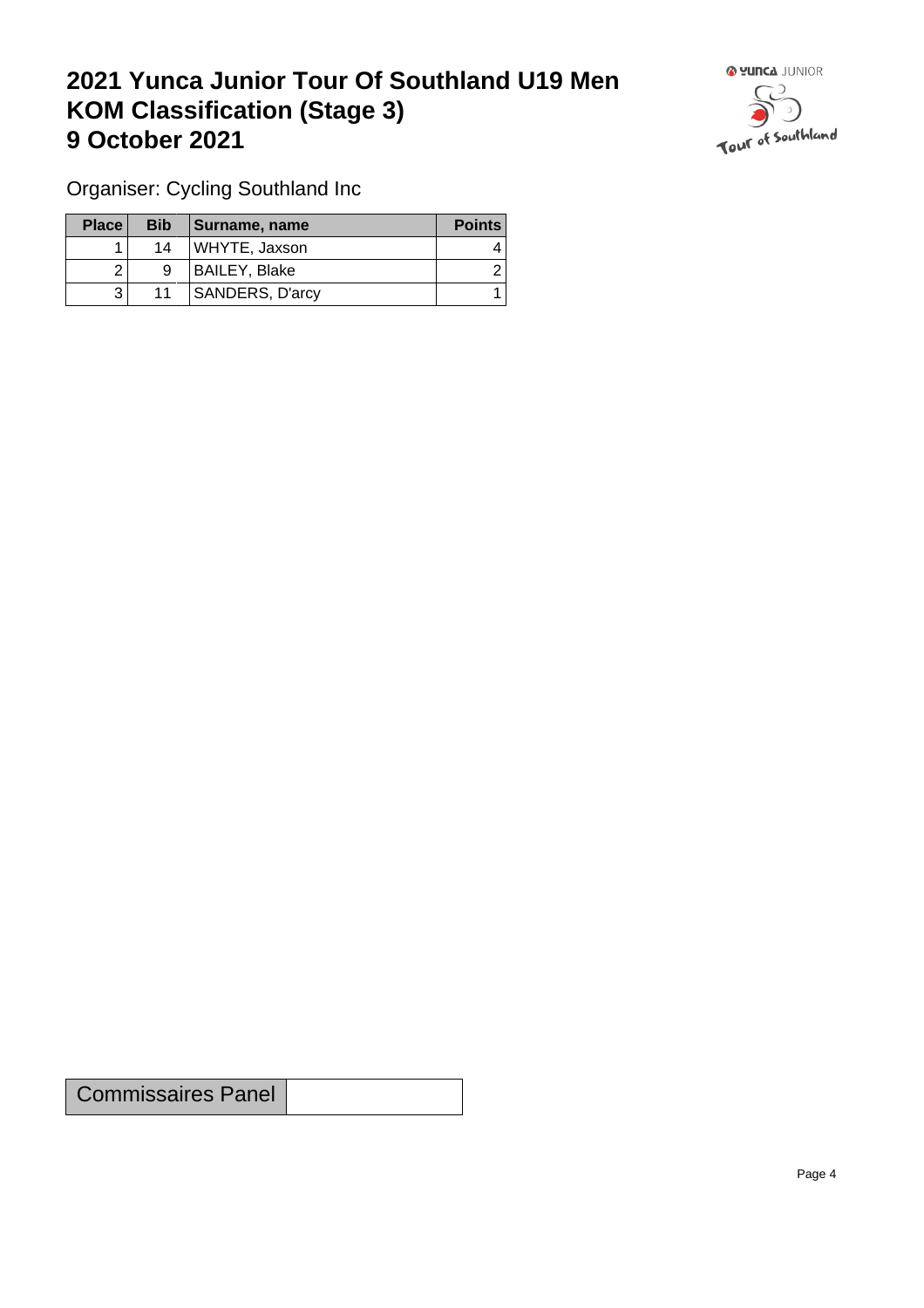# 2021 Yunca Junior Tour Of Southland U19 Men
# KOM Classification (Stage 3)
# 9 October 2021

Organiser: Cycling Southland Inc

| Place | Bib | Surname, name | Points |
|---|---|---|---|
| 1 | 14 | WHYTE, Jaxson | 4 |
| 2 | 9 | BAILEY, Blake | 2 |
| 3 | 11 | SANDERS, D'arcy | 1 |

| Commissaires Panel | |
|---|---|